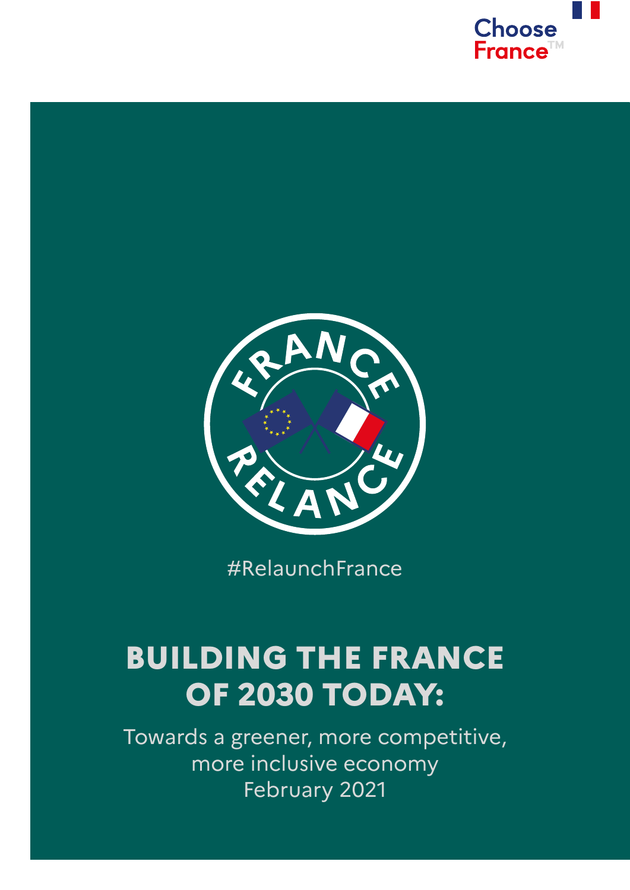Choose France™

FRANCE RELANCE

#RelaunchFrance

# BUILDING THE FRANCE OF 2030 TODAY:

Towards a greener, more competitive, more inclusive economy

February 2021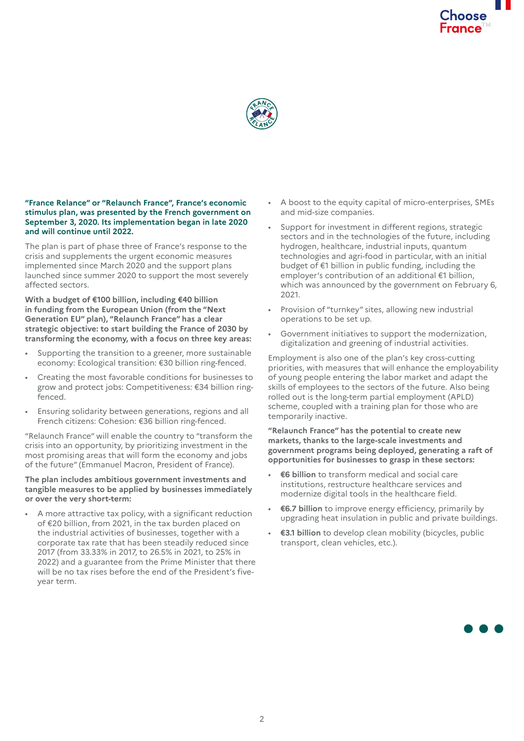**"France Relance" or "Relaunch France", France's economic stimulus plan, was presented by the French government on September 3, 2020. Its implementation began in late 2020 and will continue until 2022.**

The plan is part of phase three of France's response to the crisis and supplements the urgent economic measures implemented since March 2020 and the support plans launched since summer 2020 to support the most severely affected sectors.

**With a budget of €100 billion, including €40 billion in funding from the European Union (from the "Next Generation EU" plan), "Relaunch France" has a clear strategic objective: to start building the France of 2030 by transforming the economy, with a focus on three key areas:**

- Supporting the transition to a greener, more sustainable economy: Ecological transition: €30 billion ring-fenced.
- Creating the most favorable conditions for businesses to grow and protect jobs: Competitiveness: €34 billion ring-fenced.
- Ensuring solidarity between generations, regions and all French citizens: Cohesion: €36 billion ring-fenced.

"Relaunch France" will enable the country to "transform the crisis into an opportunity, by prioritizing investment in the most promising areas that will form the economy and jobs of the future" (Emmanuel Macron, President of France).

**The plan includes ambitious government investments and tangible measures to be applied by businesses immediately or over the very short-term:**

- A more attractive tax policy, with a significant reduction of €20 billion, from 2021, in the tax burden placed on the industrial activities of businesses, together with a corporate tax rate that has been steadily reduced since 2017 (from 33.33% in 2017, to 26.5% in 2021, to 25% in 2022) and a guarantee from the Prime Minister that there will be no tax rises before the end of the President's five-year term.
- A boost to the equity capital of micro-enterprises, SMEs and mid-size companies.
- Support for investment in different regions, strategic sectors and in the technologies of the future, including hydrogen, healthcare, industrial inputs, quantum technologies and agri-food in particular, with an initial budget of €1 billion in public funding, including the employer's contribution of an additional €1 billion, which was announced by the government on February 6, 2021.
- Provision of "turnkey" sites, allowing new industrial operations to be set up.
- Government initiatives to support the modernization, digitalization and greening of industrial activities.

Employment is also one of the plan's key cross-cutting priorities, with measures that will enhance the employability of young people entering the labor market and adapt the skills of employees to the sectors of the future. Also being rolled out is the long-term partial employment (APLD) scheme, coupled with a training plan for those who are temporarily inactive.

**"Relaunch France" has the potential to create new markets, thanks to the large-scale investments and government programs being deployed, generating a raft of opportunities for businesses to grasp in these sectors:**

- **€6 billion** to transform medical and social care institutions, restructure healthcare services and modernize digital tools in the healthcare field.
- **€6.7 billion** to improve energy efficiency, primarily by upgrading heat insulation in public and private buildings.
- **€3.1 billion** to develop clean mobility (bicycles, public transport, clean vehicles, etc.).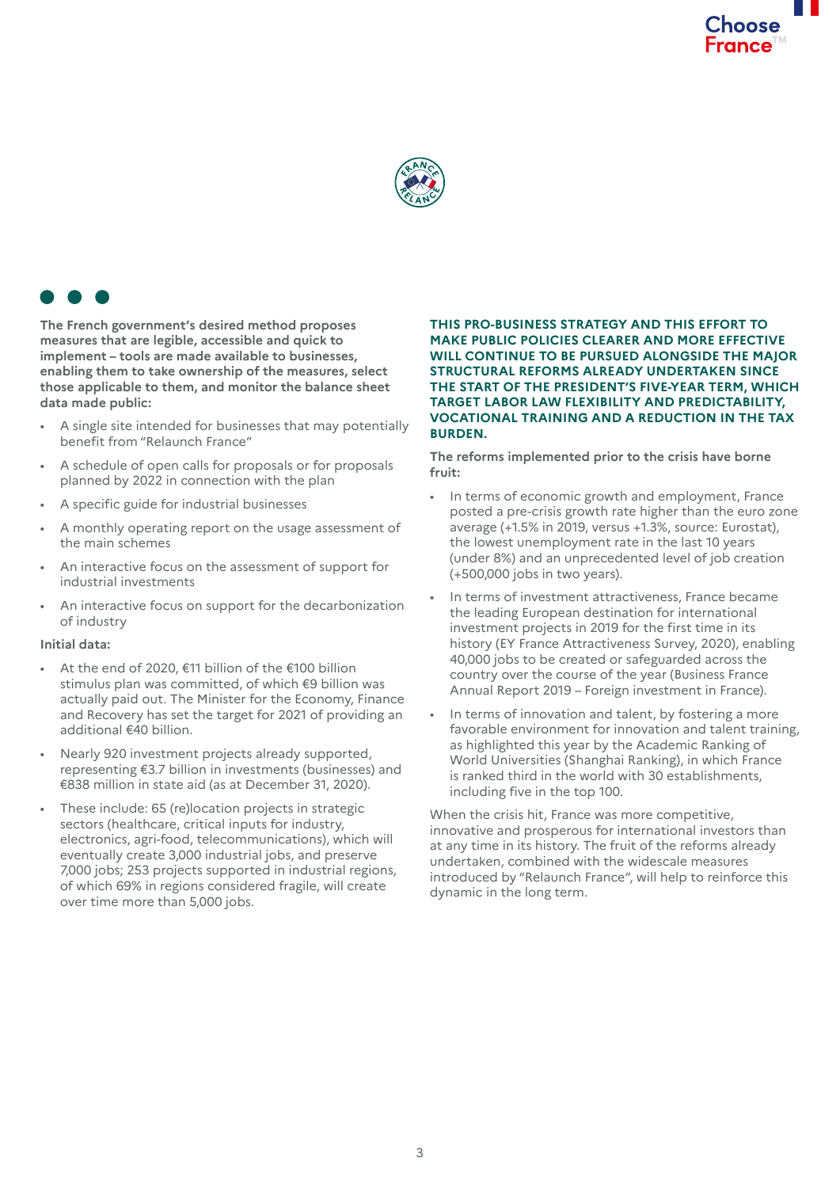**The French government's desired method proposes measures that are legible, accessible and quick to implement – tools are made available to businesses, enabling them to take ownership of the measures, select those applicable to them, and monitor the balance sheet data made public:**

- A single site intended for businesses that may potentially benefit from "Relaunch France"
- A schedule of open calls for proposals or for proposals planned by 2022 in connection with the plan
- A specific guide for industrial businesses
- A monthly operating report on the usage assessment of the main schemes
- An interactive focus on the assessment of support for industrial investments
- An interactive focus on support for the decarbonization of industry

**Initial data:**

- At the end of 2020, €11 billion of the €100 billion stimulus plan was committed, of which €9 billion was actually paid out. The Minister for the Economy, Finance and Recovery has set the target for 2021 of providing an additional €40 billion.
- Nearly 920 investment projects already supported, representing €3.7 billion in investments (businesses) and €838 million in state aid (as at December 31, 2020).
- These include: 65 (re)location projects in strategic sectors (healthcare, critical inputs for industry, electronics, agri-food, telecommunications), which will eventually create 3,000 industrial jobs, and preserve 7,000 jobs; 253 projects supported in industrial regions, of which 69% in regions considered fragile, will create over time more than 5,000 jobs.

**THIS PRO-BUSINESS STRATEGY AND THIS EFFORT TO MAKE PUBLIC POLICIES CLEARER AND MORE EFFECTIVE WILL CONTINUE TO BE PURSUED ALONGSIDE THE MAJOR STRUCTURAL REFORMS ALREADY UNDERTAKEN SINCE THE START OF THE PRESIDENT'S FIVE-YEAR TERM, WHICH TARGET LABOR LAW FLEXIBILITY AND PREDICTABILITY, VOCATIONAL TRAINING AND A REDUCTION IN THE TAX BURDEN.**

**The reforms implemented prior to the crisis have borne fruit:**

- In terms of economic growth and employment, France posted a pre-crisis growth rate higher than the euro zone average (+1.5% in 2019, versus +1.3%, source: Eurostat), the lowest unemployment rate in the last 10 years (under 8%) and an unprecedented level of job creation (+500,000 jobs in two years).
- In terms of investment attractiveness, France became the leading European destination for international investment projects in 2019 for the first time in its history (EY France Attractiveness Survey, 2020), enabling 40,000 jobs to be created or safeguarded across the country over the course of the year (Business France Annual Report 2019 – Foreign investment in France).
- In terms of innovation and talent, by fostering a more favorable environment for innovation and talent training, as highlighted this year by the Academic Ranking of World Universities (Shanghai Ranking), in which France is ranked third in the world with 30 establishments, including five in the top 100.

When the crisis hit, France was more competitive, innovative and prosperous for international investors than at any time in its history. The fruit of the reforms already undertaken, combined with the widescale measures introduced by "Relaunch France", will help to reinforce this dynamic in the long term.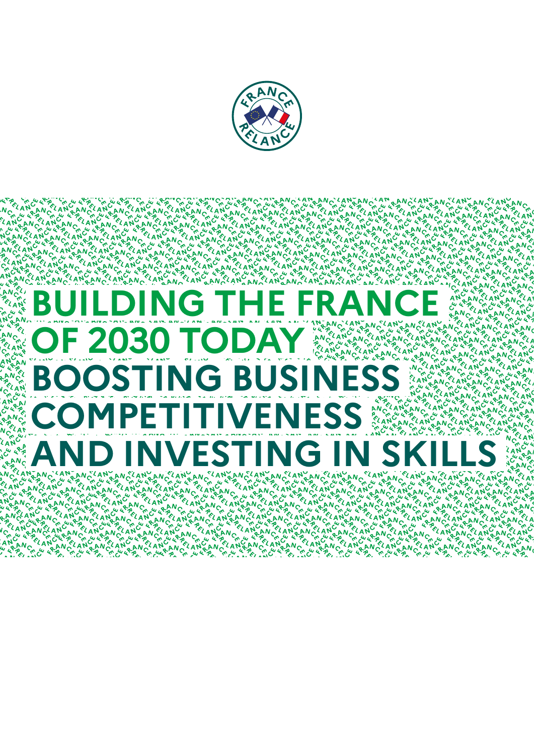# BUILDING THE FRANCE OF 2030 TODAY

# BOOSTING BUSINESS COMPETITIVENESS AND INVESTING IN SKILLS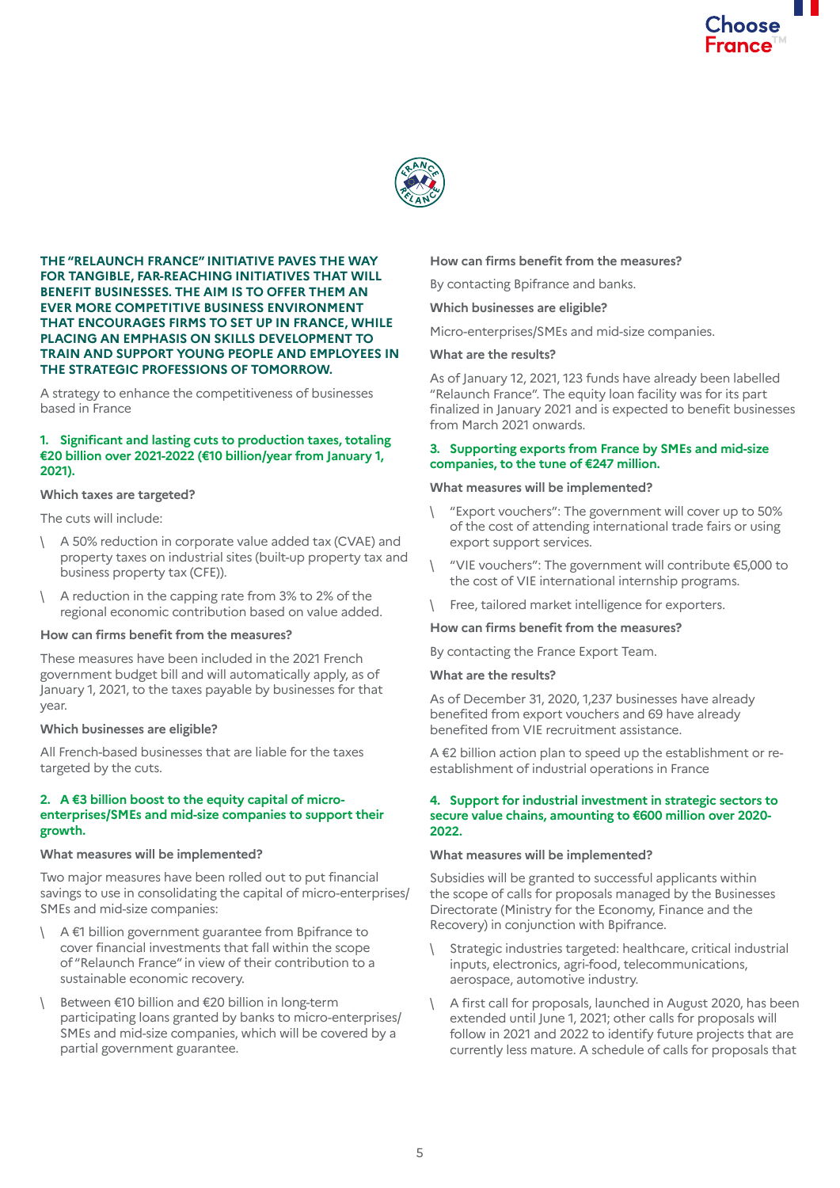**THE "RELAUNCH FRANCE" INITIATIVE PAVES THE WAY FOR TANGIBLE, FAR-REACHING INITIATIVES THAT WILL BENEFIT BUSINESSES. THE AIM IS TO OFFER THEM AN EVER MORE COMPETITIVE BUSINESS ENVIRONMENT THAT ENCOURAGES FIRMS TO SET UP IN FRANCE, WHILE PLACING AN EMPHASIS ON SKILLS DEVELOPMENT TO TRAIN AND SUPPORT YOUNG PEOPLE AND EMPLOYEES IN THE STRATEGIC PROFESSIONS OF TOMORROW.**

A strategy to enhance the competitiveness of businesses based in France

### 1. Significant and lasting cuts to production taxes, totaling €20 billion over 2021-2022 (€10 billion/year from January 1, 2021).

**Which taxes are targeted?**

The cuts will include:

- A 50% reduction in corporate value added tax (CVAE) and property taxes on industrial sites (built-up property tax and business property tax (CFE)).
- A reduction in the capping rate from 3% to 2% of the regional economic contribution based on value added.

**How can firms benefit from the measures?**

These measures have been included in the 2021 French government budget bill and will automatically apply, as of January 1, 2021, to the taxes payable by businesses for that year.

**Which businesses are eligible?**

All French-based businesses that are liable for the taxes targeted by the cuts.

### 2. A €3 billion boost to the equity capital of micro-enterprises/SMEs and mid-size companies to support their growth.

**What measures will be implemented?**

Two major measures have been rolled out to put financial savings to use in consolidating the capital of micro-enterprises/SMEs and mid-size companies:

- A €1 billion government guarantee from Bpifrance to cover financial investments that fall within the scope of "Relaunch France" in view of their contribution to a sustainable economic recovery.
- Between €10 billion and €20 billion in long-term participating loans granted by banks to micro-enterprises/SMEs and mid-size companies, which will be covered by a partial government guarantee.

**How can firms benefit from the measures?**

By contacting Bpifrance and banks.

**Which businesses are eligible?**

Micro-enterprises/SMEs and mid-size companies.

**What are the results?**

As of January 12, 2021, 123 funds have already been labelled "Relaunch France". The equity loan facility was for its part finalized in January 2021 and is expected to benefit businesses from March 2021 onwards.

### 3. Supporting exports from France by SMEs and mid-size companies, to the tune of €247 million.

**What measures will be implemented?**

- "Export vouchers": The government will cover up to 50% of the cost of attending international trade fairs or using export support services.
- "VIE vouchers": The government will contribute €5,000 to the cost of VIE international internship programs.
- Free, tailored market intelligence for exporters.

**How can firms benefit from the measures?**

By contacting the France Export Team.

**What are the results?**

As of December 31, 2020, 1,237 businesses have already benefited from export vouchers and 69 have already benefited from VIE recruitment assistance.

A €2 billion action plan to speed up the establishment or re-establishment of industrial operations in France

### 4. Support for industrial investment in strategic sectors to secure value chains, amounting to €600 million over 2020-2022.

**What measures will be implemented?**

Subsidies will be granted to successful applicants within the scope of calls for proposals managed by the Businesses Directorate (Ministry for the Economy, Finance and the Recovery) in conjunction with Bpifrance.

- Strategic industries targeted: healthcare, critical industrial inputs, electronics, agri-food, telecommunications, aerospace, automotive industry.
- A first call for proposals, launched in August 2020, has been extended until June 1, 2021; other calls for proposals will follow in 2021 and 2022 to identify future projects that are currently less mature. A schedule of calls for proposals that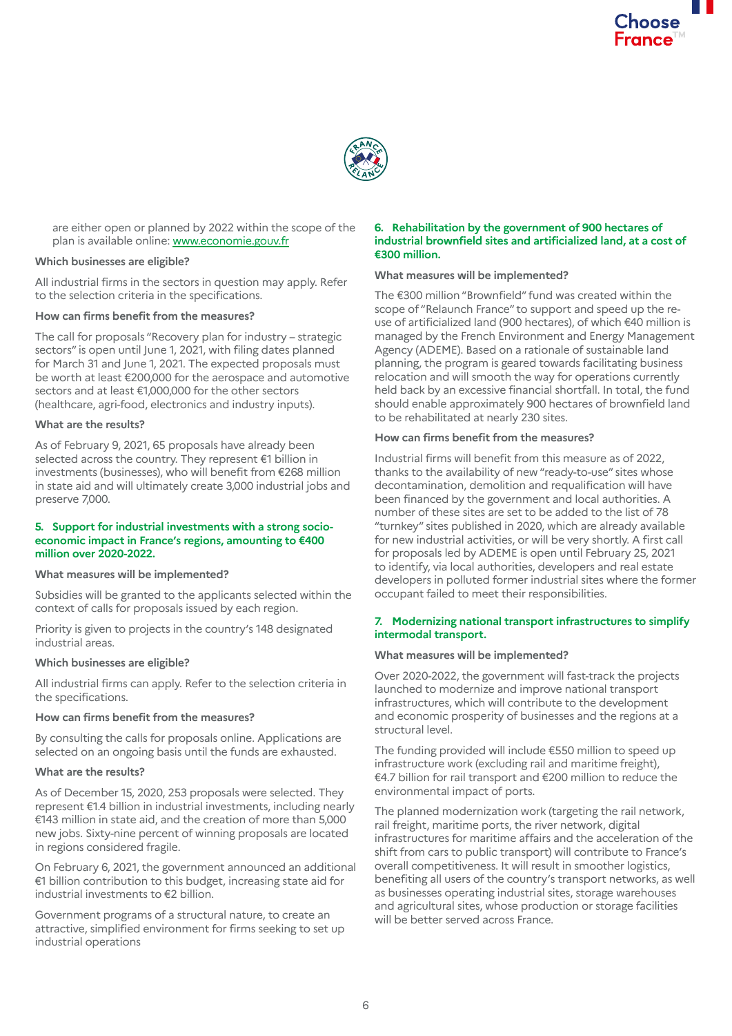are either open or planned by 2022 within the scope of the plan is available online: www.economie.gouv.fr

**Which businesses are eligible?**

All industrial firms in the sectors in question may apply. Refer to the selection criteria in the specifications.

**How can firms benefit from the measures?**

The call for proposals "Recovery plan for industry – strategic sectors" is open until June 1, 2021, with filing dates planned for March 31 and June 1, 2021. The expected proposals must be worth at least €200,000 for the aerospace and automotive sectors and at least €1,000,000 for the other sectors (healthcare, agri-food, electronics and industry inputs).

**What are the results?**

As of February 9, 2021, 65 proposals have already been selected across the country. They represent €1 billion in investments (businesses), who will benefit from €268 million in state aid and will ultimately create 3,000 industrial jobs and preserve 7,000.

### 5. Support for industrial investments with a strong socio-economic impact in France's regions, amounting to €400 million over 2020-2022.

**What measures will be implemented?**

Subsidies will be granted to the applicants selected within the context of calls for proposals issued by each region.

Priority is given to projects in the country's 148 designated industrial areas.

**Which businesses are eligible?**

All industrial firms can apply. Refer to the selection criteria in the specifications.

**How can firms benefit from the measures?**

By consulting the calls for proposals online. Applications are selected on an ongoing basis until the funds are exhausted.

**What are the results?**

As of December 15, 2020, 253 proposals were selected. They represent €1.4 billion in industrial investments, including nearly €143 million in state aid, and the creation of more than 5,000 new jobs. Sixty-nine percent of winning proposals are located in regions considered fragile.

On February 6, 2021, the government announced an additional €1 billion contribution to this budget, increasing state aid for industrial investments to €2 billion.

Government programs of a structural nature, to create an attractive, simplified environment for firms seeking to set up industrial operations

### 6. Rehabilitation by the government of 900 hectares of industrial brownfield sites and artificialized land, at a cost of €300 million.

**What measures will be implemented?**

The €300 million "Brownfield" fund was created within the scope of "Relaunch France" to support and speed up the re-use of artificialized land (900 hectares), of which €40 million is managed by the French Environment and Energy Management Agency (ADEME). Based on a rationale of sustainable land planning, the program is geared towards facilitating business relocation and will smooth the way for operations currently held back by an excessive financial shortfall. In total, the fund should enable approximately 900 hectares of brownfield land to be rehabilitated at nearly 230 sites.

**How can firms benefit from the measures?**

Industrial firms will benefit from this measure as of 2022, thanks to the availability of new "ready-to-use" sites whose decontamination, demolition and requalification will have been financed by the government and local authorities. A number of these sites are set to be added to the list of 78 "turnkey" sites published in 2020, which are already available for new industrial activities, or will be very shortly. A first call for proposals led by ADEME is open until February 25, 2021 to identify, via local authorities, developers and real estate developers in polluted former industrial sites where the former occupant failed to meet their responsibilities.

### 7. Modernizing national transport infrastructures to simplify intermodal transport.

**What measures will be implemented?**

Over 2020-2022, the government will fast-track the projects launched to modernize and improve national transport infrastructures, which will contribute to the development and economic prosperity of businesses and the regions at a structural level.

The funding provided will include €550 million to speed up infrastructure work (excluding rail and maritime freight), €4.7 billion for rail transport and €200 million to reduce the environmental impact of ports.

The planned modernization work (targeting the rail network, rail freight, maritime ports, the river network, digital infrastructures for maritime affairs and the acceleration of the shift from cars to public transport) will contribute to France's overall competitiveness. It will result in smoother logistics, benefiting all users of the country's transport networks, as well as businesses operating industrial sites, storage warehouses and agricultural sites, whose production or storage facilities will be better served across France.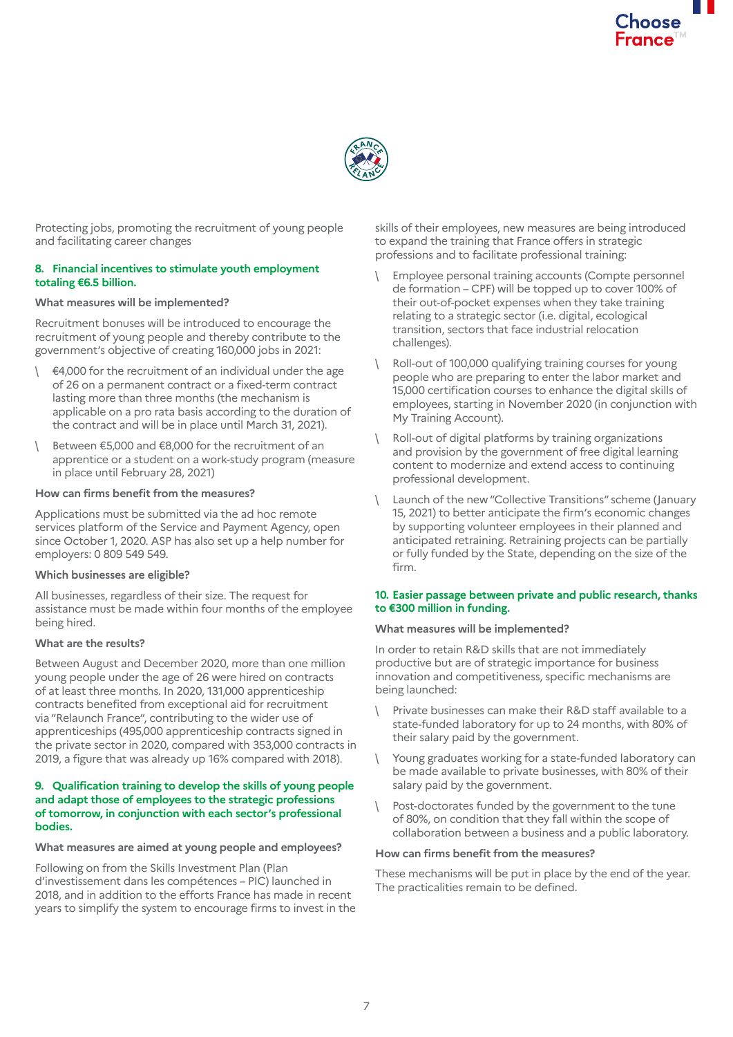Protecting jobs, promoting the recruitment of young people and facilitating career changes

### 8. Financial incentives to stimulate youth employment totaling €6.5 billion.

**What measures will be implemented?**

Recruitment bonuses will be introduced to encourage the recruitment of young people and thereby contribute to the government's objective of creating 160,000 jobs in 2021:

- €4,000 for the recruitment of an individual under the age of 26 on a permanent contract or a fixed-term contract lasting more than three months (the mechanism is applicable on a pro rata basis according to the duration of the contract and will be in place until March 31, 2021).
- Between €5,000 and €8,000 for the recruitment of an apprentice or a student on a work-study program (measure in place until February 28, 2021)

**How can firms benefit from the measures?**

Applications must be submitted via the ad hoc remote services platform of the Service and Payment Agency, open since October 1, 2020. ASP has also set up a help number for employers: 0 809 549 549.

**Which businesses are eligible?**

All businesses, regardless of their size. The request for assistance must be made within four months of the employee being hired.

**What are the results?**

Between August and December 2020, more than one million young people under the age of 26 were hired on contracts of at least three months. In 2020, 131,000 apprenticeship contracts benefited from exceptional aid for recruitment via "Relaunch France", contributing to the wider use of apprenticeships (495,000 apprenticeship contracts signed in the private sector in 2020, compared with 353,000 contracts in 2019, a figure that was already up 16% compared with 2018).

### 9. Qualification training to develop the skills of young people and adapt those of employees to the strategic professions of tomorrow, in conjunction with each sector's professional bodies.

**What measures are aimed at young people and employees?**

Following on from the Skills Investment Plan (Plan d'investissement dans les compétences – PIC) launched in 2018, and in addition to the efforts France has made in recent years to simplify the system to encourage firms to invest in the skills of their employees, new measures are being introduced to expand the training that France offers in strategic professions and to facilitate professional training:

- Employee personal training accounts (Compte personnel de formation – CPF) will be topped up to cover 100% of their out-of-pocket expenses when they take training relating to a strategic sector (i.e. digital, ecological transition, sectors that face industrial relocation challenges).
- Roll-out of 100,000 qualifying training courses for young people who are preparing to enter the labor market and 15,000 certification courses to enhance the digital skills of employees, starting in November 2020 (in conjunction with My Training Account).
- Roll-out of digital platforms by training organizations and provision by the government of free digital learning content to modernize and extend access to continuing professional development.
- Launch of the new "Collective Transitions" scheme (January 15, 2021) to better anticipate the firm's economic changes by supporting volunteer employees in their planned and anticipated retraining. Retraining projects can be partially or fully funded by the State, depending on the size of the firm.

### 10. Easier passage between private and public research, thanks to €300 million in funding.

**What measures will be implemented?**

In order to retain R&D skills that are not immediately productive but are of strategic importance for business innovation and competitiveness, specific mechanisms are being launched:

- Private businesses can make their R&D staff available to a state-funded laboratory for up to 24 months, with 80% of their salary paid by the government.
- Young graduates working for a state-funded laboratory can be made available to private businesses, with 80% of their salary paid by the government.
- Post-doctorates funded by the government to the tune of 80%, on condition that they fall within the scope of collaboration between a business and a public laboratory.

**How can firms benefit from the measures?**

These mechanisms will be put in place by the end of the year. The practicalities remain to be defined.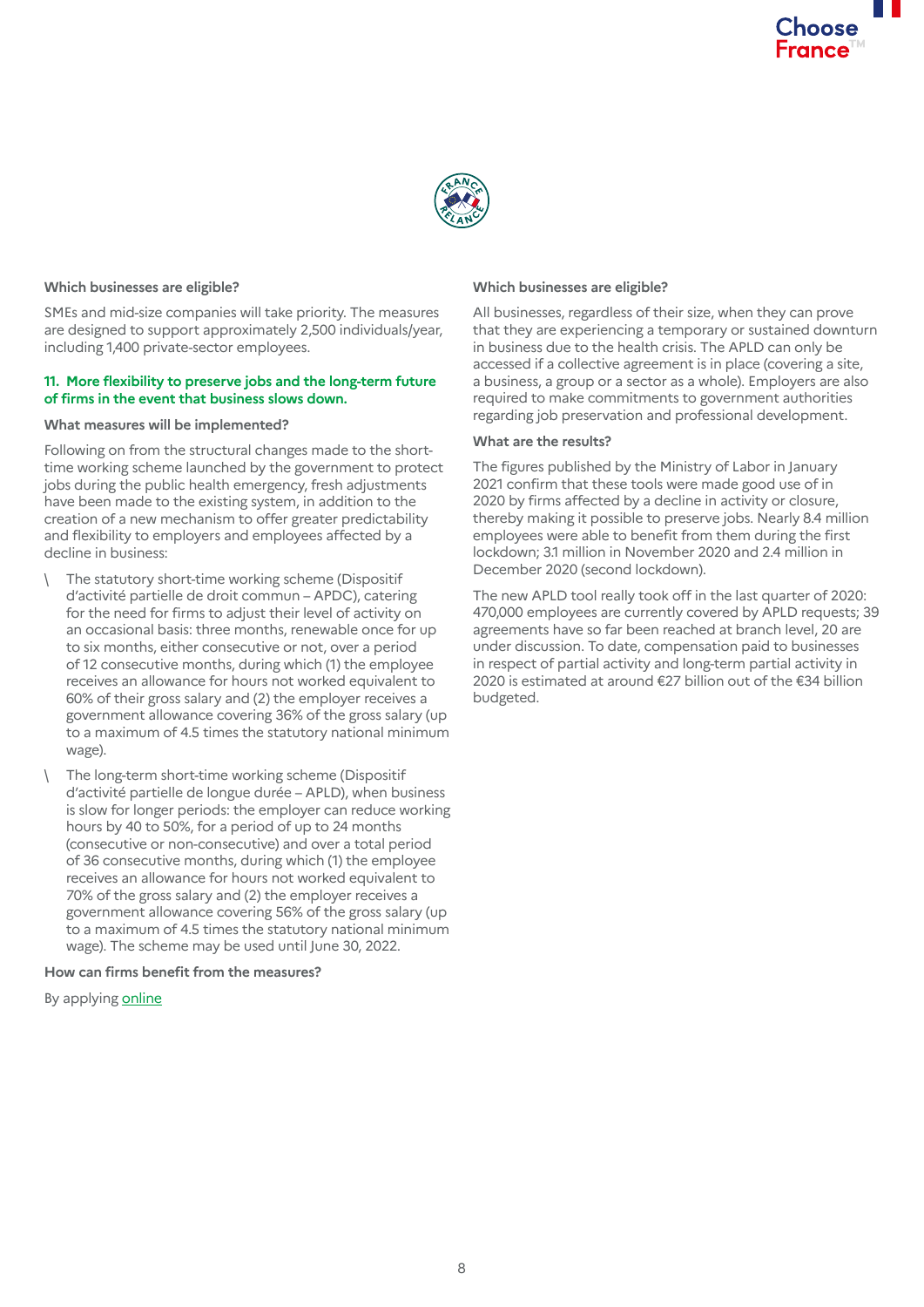**Which businesses are eligible?**

SMEs and mid-size companies will take priority. The measures are designed to support approximately 2,500 individuals/year, including 1,400 private-sector employees.

### 11. More flexibility to preserve jobs and the long-term future of firms in the event that business slows down.

**What measures will be implemented?**

Following on from the structural changes made to the short-time working scheme launched by the government to protect jobs during the public health emergency, fresh adjustments have been made to the existing system, in addition to the creation of a new mechanism to offer greater predictability and flexibility to employers and employees affected by a decline in business:

- The statutory short-time working scheme (Dispositif d'activité partielle de droit commun – APDC), catering for the need for firms to adjust their level of activity on an occasional basis: three months, renewable once for up to six months, either consecutive or not, over a period of 12 consecutive months, during which (1) the employee receives an allowance for hours not worked equivalent to 60% of their gross salary and (2) the employer receives a government allowance covering 36% of the gross salary (up to a maximum of 4.5 times the statutory national minimum wage).
- The long-term short-time working scheme (Dispositif d'activité partielle de longue durée – APLD), when business is slow for longer periods: the employer can reduce working hours by 40 to 50%, for a period of up to 24 months (consecutive or non-consecutive) and over a total period of 36 consecutive months, during which (1) the employee receives an allowance for hours not worked equivalent to 70% of the gross salary and (2) the employer receives a government allowance covering 56% of the gross salary (up to a maximum of 4.5 times the statutory national minimum wage). The scheme may be used until June 30, 2022.

**How can firms benefit from the measures?**

By applying online

**Which businesses are eligible?**

All businesses, regardless of their size, when they can prove that they are experiencing a temporary or sustained downturn in business due to the health crisis. The APLD can only be accessed if a collective agreement is in place (covering a site, a business, a group or a sector as a whole). Employers are also required to make commitments to government authorities regarding job preservation and professional development.

**What are the results?**

The figures published by the Ministry of Labor in January 2021 confirm that these tools were made good use of in 2020 by firms affected by a decline in activity or closure, thereby making it possible to preserve jobs. Nearly 8.4 million employees were able to benefit from them during the first lockdown; 3.1 million in November 2020 and 2.4 million in December 2020 (second lockdown).

The new APLD tool really took off in the last quarter of 2020: 470,000 employees are currently covered by APLD requests; 39 agreements have so far been reached at branch level, 20 are under discussion. To date, compensation paid to businesses in respect of partial activity and long-term partial activity in 2020 is estimated at around €27 billion out of the €34 billion budgeted.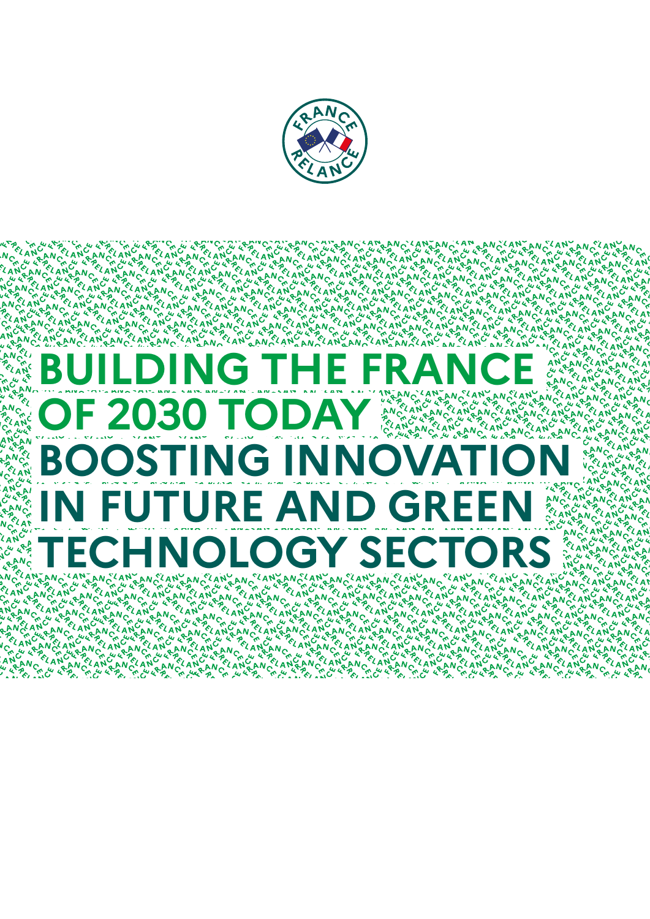# BUILDING THE FRANCE OF 2030 TODAY

# BOOSTING INNOVATION IN FUTURE AND GREEN TECHNOLOGY SECTORS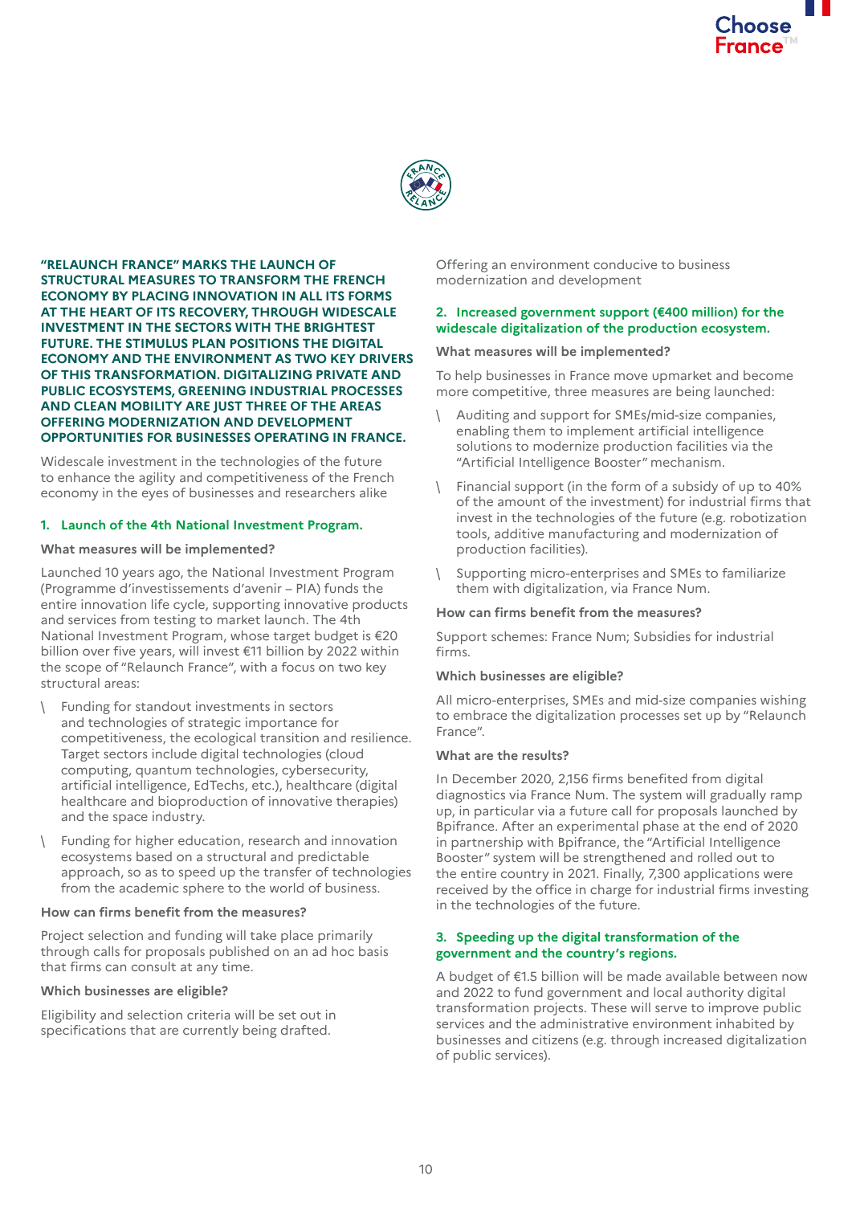**"RELAUNCH FRANCE" MARKS THE LAUNCH OF STRUCTURAL MEASURES TO TRANSFORM THE FRENCH ECONOMY BY PLACING INNOVATION IN ALL ITS FORMS AT THE HEART OF ITS RECOVERY, THROUGH WIDESCALE INVESTMENT IN THE SECTORS WITH THE BRIGHTEST FUTURE. THE STIMULUS PLAN POSITIONS THE DIGITAL ECONOMY AND THE ENVIRONMENT AS TWO KEY DRIVERS OF THIS TRANSFORMATION. DIGITALIZING PRIVATE AND PUBLIC ECOSYSTEMS, GREENING INDUSTRIAL PROCESSES AND CLEAN MOBILITY ARE JUST THREE OF THE AREAS OFFERING MODERNIZATION AND DEVELOPMENT OPPORTUNITIES FOR BUSINESSES OPERATING IN FRANCE.**

Widescale investment in the technologies of the future to enhance the agility and competitiveness of the French economy in the eyes of businesses and researchers alike

## 1. Launch of the 4th National Investment Program.

**What measures will be implemented?**

Launched 10 years ago, the National Investment Program (Programme d'investissements d'avenir – PIA) funds the entire innovation life cycle, supporting innovative products and services from testing to market launch. The 4th National Investment Program, whose target budget is €20 billion over five years, will invest €11 billion by 2022 within the scope of "Relaunch France", with a focus on two key structural areas:

- Funding for standout investments in sectors and technologies of strategic importance for competitiveness, the ecological transition and resilience. Target sectors include digital technologies (cloud computing, quantum technologies, cybersecurity, artificial intelligence, EdTechs, etc.), healthcare (digital healthcare and bioproduction of innovative therapies) and the space industry.
- Funding for higher education, research and innovation ecosystems based on a structural and predictable approach, so as to speed up the transfer of technologies from the academic sphere to the world of business.

**How can firms benefit from the measures?**

Project selection and funding will take place primarily through calls for proposals published on an ad hoc basis that firms can consult at any time.

**Which businesses are eligible?**

Eligibility and selection criteria will be set out in specifications that are currently being drafted.

Offering an environment conducive to business modernization and development

## 2. Increased government support (€400 million) for the widescale digitalization of the production ecosystem.

**What measures will be implemented?**

To help businesses in France move upmarket and become more competitive, three measures are being launched:

- Auditing and support for SMEs/mid-size companies, enabling them to implement artificial intelligence solutions to modernize production facilities via the "Artificial Intelligence Booster" mechanism.
- Financial support (in the form of a subsidy of up to 40% of the amount of the investment) for industrial firms that invest in the technologies of the future (e.g. robotization tools, additive manufacturing and modernization of production facilities).
- Supporting micro-enterprises and SMEs to familiarize them with digitalization, via France Num.

**How can firms benefit from the measures?**

Support schemes: France Num; Subsidies for industrial firms.

**Which businesses are eligible?**

All micro-enterprises, SMEs and mid-size companies wishing to embrace the digitalization processes set up by "Relaunch France".

**What are the results?**

In December 2020, 2,156 firms benefited from digital diagnostics via France Num. The system will gradually ramp up, in particular via a future call for proposals launched by Bpifrance. After an experimental phase at the end of 2020 in partnership with Bpifrance, the "Artificial Intelligence Booster" system will be strengthened and rolled out to the entire country in 2021. Finally, 7,300 applications were received by the office in charge for industrial firms investing in the technologies of the future.

## 3. Speeding up the digital transformation of the government and the country's regions.

A budget of €1.5 billion will be made available between now and 2022 to fund government and local authority digital transformation projects. These will serve to improve public services and the administrative environment inhabited by businesses and citizens (e.g. through increased digitalization of public services).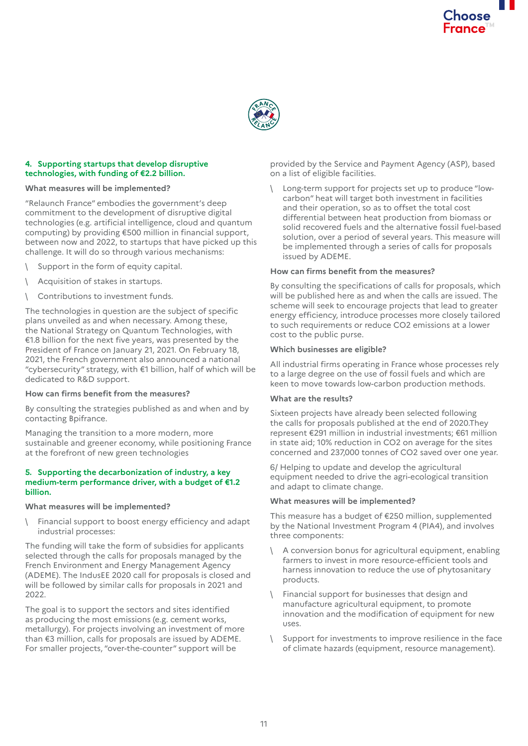### 4. Supporting startups that develop disruptive technologies, with funding of €2.2 billion.

**What measures will be implemented?**

"Relaunch France" embodies the government's deep commitment to the development of disruptive digital technologies (e.g. artificial intelligence, cloud and quantum computing) by providing €500 million in financial support, between now and 2022, to startups that have picked up this challenge. It will do so through various mechanisms:

- Support in the form of equity capital.
- Acquisition of stakes in startups.
- Contributions to investment funds.

The technologies in question are the subject of specific plans unveiled as and when necessary. Among these, the National Strategy on Quantum Technologies, with €1.8 billion for the next five years, was presented by the President of France on January 21, 2021. On February 18, 2021, the French government also announced a national "cybersecurity" strategy, with €1 billion, half of which will be dedicated to R&D support.

**How can firms benefit from the measures?**

By consulting the strategies published as and when and by contacting Bpifrance.

Managing the transition to a more modern, more sustainable and greener economy, while positioning France at the forefront of new green technologies

### 5. Supporting the decarbonization of industry, a key medium-term performance driver, with a budget of €1.2 billion.

**What measures will be implemented?**

- Financial support to boost energy efficiency and adapt industrial processes:

The funding will take the form of subsidies for applicants selected through the calls for proposals managed by the French Environment and Energy Management Agency (ADEME). The IndusEE 2020 call for proposals is closed and will be followed by similar calls for proposals in 2021 and 2022.

The goal is to support the sectors and sites identified as producing the most emissions (e.g. cement works, metallurgy). For projects involving an investment of more than €3 million, calls for proposals are issued by ADEME. For smaller projects, "over-the-counter" support will be provided by the Service and Payment Agency (ASP), based on a list of eligible facilities.

- Long-term support for projects set up to produce "low-carbon" heat will target both investment in facilities and their operation, so as to offset the total cost differential between heat production from biomass or solid recovered fuels and the alternative fossil fuel-based solution, over a period of several years. This measure will be implemented through a series of calls for proposals issued by ADEME.

**How can firms benefit from the measures?**

By consulting the specifications of calls for proposals, which will be published here as and when the calls are issued. The scheme will seek to encourage projects that lead to greater energy efficiency, introduce processes more closely tailored to such requirements or reduce $CO_2$ emissions at a lower cost to the public purse.

**Which businesses are eligible?**

All industrial firms operating in France whose processes rely to a large degree on the use of fossil fuels and which are keen to move towards low-carbon production methods.

**What are the results?**

Sixteen projects have already been selected following the calls for proposals published at the end of 2020.They represent €291 million in industrial investments; €61 million in state aid; 10% reduction in $CO_2$ on average for the sites concerned and 237,000 tonnes of $CO_2$ saved over one year.

6/ Helping to update and develop the agricultural equipment needed to drive the agri-ecological transition and adapt to climate change.

**What measures will be implemented?**

This measure has a budget of €250 million, supplemented by the National Investment Program 4 (PIA4), and involves three components:

- A conversion bonus for agricultural equipment, enabling farmers to invest in more resource-efficient tools and harness innovation to reduce the use of phytosanitary products.
- Financial support for businesses that design and manufacture agricultural equipment, to promote innovation and the modification of equipment for new uses.
- Support for investments to improve resilience in the face of climate hazards (equipment, resource management).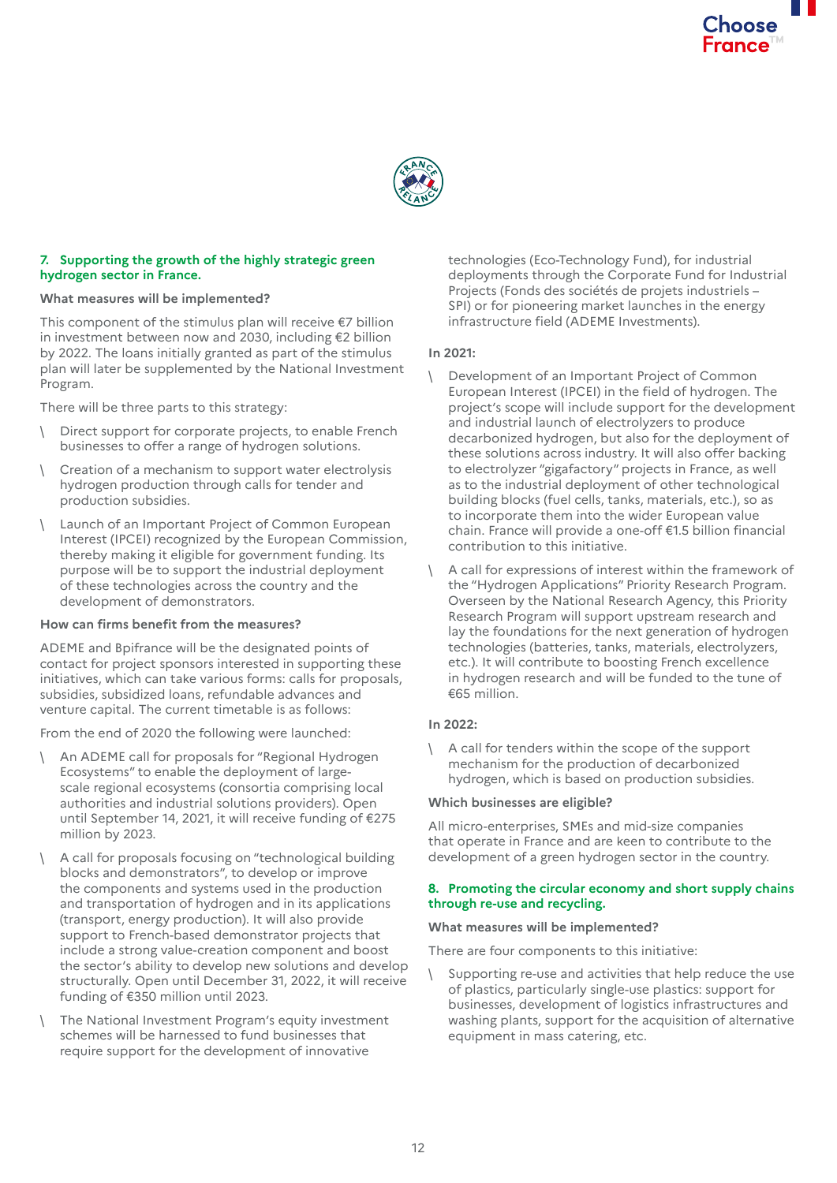## 7. Supporting the growth of the highly strategic green hydrogen sector in France.

**What measures will be implemented?**

This component of the stimulus plan will receive €7 billion in investment between now and 2030, including €2 billion by 2022. The loans initially granted as part of the stimulus plan will later be supplemented by the National Investment Program.

There will be three parts to this strategy:

- Direct support for corporate projects, to enable French businesses to offer a range of hydrogen solutions.
- Creation of a mechanism to support water electrolysis hydrogen production through calls for tender and production subsidies.
- Launch of an Important Project of Common European Interest (IPCEI) recognized by the European Commission, thereby making it eligible for government funding. Its purpose will be to support the industrial deployment of these technologies across the country and the development of demonstrators.

**How can firms benefit from the measures?**

ADEME and Bpifrance will be the designated points of contact for project sponsors interested in supporting these initiatives, which can take various forms: calls for proposals, subsidies, subsidized loans, refundable advances and venture capital. The current timetable is as follows:

From the end of 2020 the following were launched:

- An ADEME call for proposals for "Regional Hydrogen Ecosystems" to enable the deployment of large-scale regional ecosystems (consortia comprising local authorities and industrial solutions providers). Open until September 14, 2021, it will receive funding of €275 million by 2023.
- A call for proposals focusing on "technological building blocks and demonstrators", to develop or improve the components and systems used in the production and transportation of hydrogen and in its applications (transport, energy production). It will also provide support to French-based demonstrator projects that include a strong value-creation component and boost the sector's ability to develop new solutions and develop structurally. Open until December 31, 2022, it will receive funding of €350 million until 2023.
- The National Investment Program's equity investment schemes will be harnessed to fund businesses that require support for the development of innovative technologies (Eco-Technology Fund), for industrial deployments through the Corporate Fund for Industrial Projects (Fonds des sociétés de projets industriels – SPI) or for pioneering market launches in the energy infrastructure field (ADEME Investments).

**In 2021:**

- Development of an Important Project of Common European Interest (IPCEI) in the field of hydrogen. The project's scope will include support for the development and industrial launch of electrolyzers to produce decarbonized hydrogen, but also for the deployment of these solutions across industry. It will also offer backing to electrolyzer "gigafactory" projects in France, as well as to the industrial deployment of other technological building blocks (fuel cells, tanks, materials, etc.), so as to incorporate them into the wider European value chain. France will provide a one-off €1.5 billion financial contribution to this initiative.
- A call for expressions of interest within the framework of the "Hydrogen Applications" Priority Research Program. Overseen by the National Research Agency, this Priority Research Program will support upstream research and lay the foundations for the next generation of hydrogen technologies (batteries, tanks, materials, electrolyzers, etc.). It will contribute to boosting French excellence in hydrogen research and will be funded to the tune of €65 million.

**In 2022:**

- A call for tenders within the scope of the support mechanism for the production of decarbonized hydrogen, which is based on production subsidies.

**Which businesses are eligible?**

All micro-enterprises, SMEs and mid-size companies that operate in France and are keen to contribute to the development of a green hydrogen sector in the country.

## 8. Promoting the circular economy and short supply chains through re-use and recycling.

**What measures will be implemented?**

There are four components to this initiative:

- Supporting re-use and activities that help reduce the use of plastics, particularly single-use plastics: support for businesses, development of logistics infrastructures and washing plants, support for the acquisition of alternative equipment in mass catering, etc.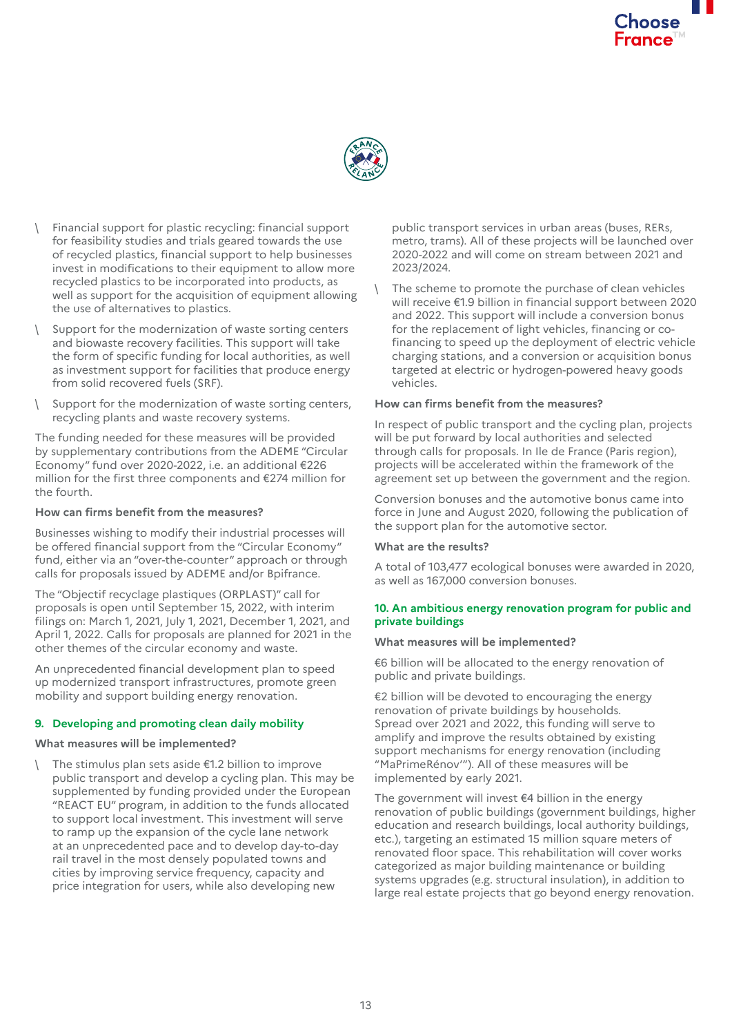- Financial support for plastic recycling: financial support for feasibility studies and trials geared towards the use of recycled plastics, financial support to help businesses invest in modifications to their equipment to allow more recycled plastics to be incorporated into products, as well as support for the acquisition of equipment allowing the use of alternatives to plastics.
- Support for the modernization of waste sorting centers and biowaste recovery facilities. This support will take the form of specific funding for local authorities, as well as investment support for facilities that produce energy from solid recovered fuels (SRF).
- Support for the modernization of waste sorting centers, recycling plants and waste recovery systems.

The funding needed for these measures will be provided by supplementary contributions from the ADEME "Circular Economy" fund over 2020-2022, i.e. an additional €226 million for the first three components and €274 million for the fourth.

**How can firms benefit from the measures?**

Businesses wishing to modify their industrial processes will be offered financial support from the "Circular Economy" fund, either via an "over-the-counter" approach or through calls for proposals issued by ADEME and/or Bpifrance.

The "Objectif recyclage plastiques (ORPLAST)" call for proposals is open until September 15, 2022, with interim filings on: March 1, 2021, July 1, 2021, December 1, 2021, and April 1, 2022. Calls for proposals are planned for 2021 in the other themes of the circular economy and waste.

An unprecedented financial development plan to speed up modernized transport infrastructures, promote green mobility and support building energy renovation.

### 9. Developing and promoting clean daily mobility

**What measures will be implemented?**

- The stimulus plan sets aside €1.2 billion to improve public transport and develop a cycling plan. This may be supplemented by funding provided under the European "REACT EU" program, in addition to the funds allocated to support local investment. This investment will serve to ramp up the expansion of the cycle lane network at an unprecedented pace and to develop day-to-day rail travel in the most densely populated towns and cities by improving service frequency, capacity and price integration for users, while also developing new public transport services in urban areas (buses, RERs, metro, trams). All of these projects will be launched over 2020-2022 and will come on stream between 2021 and 2023/2024.
- The scheme to promote the purchase of clean vehicles will receive €1.9 billion in financial support between 2020 and 2022. This support will include a conversion bonus for the replacement of light vehicles, financing or co-financing to speed up the deployment of electric vehicle charging stations, and a conversion or acquisition bonus targeted at electric or hydrogen-powered heavy goods vehicles.

**How can firms benefit from the measures?**

In respect of public transport and the cycling plan, projects will be put forward by local authorities and selected through calls for proposals. In Ile de France (Paris region), projects will be accelerated within the framework of the agreement set up between the government and the region.

Conversion bonuses and the automotive bonus came into force in June and August 2020, following the publication of the support plan for the automotive sector.

**What are the results?**

A total of 103,477 ecological bonuses were awarded in 2020, as well as 167,000 conversion bonuses.

### 10. An ambitious energy renovation program for public and private buildings

**What measures will be implemented?**

€6 billion will be allocated to the energy renovation of public and private buildings.

€2 billion will be devoted to encouraging the energy renovation of private buildings by households. Spread over 2021 and 2022, this funding will serve to amplify and improve the results obtained by existing support mechanisms for energy renovation (including "MaPrimeRénov'"). All of these measures will be implemented by early 2021.

The government will invest €4 billion in the energy renovation of public buildings (government buildings, higher education and research buildings, local authority buildings, etc.), targeting an estimated 15 million square meters of renovated floor space. This rehabilitation will cover works categorized as major building maintenance or building systems upgrades (e.g. structural insulation), in addition to large real estate projects that go beyond energy renovation.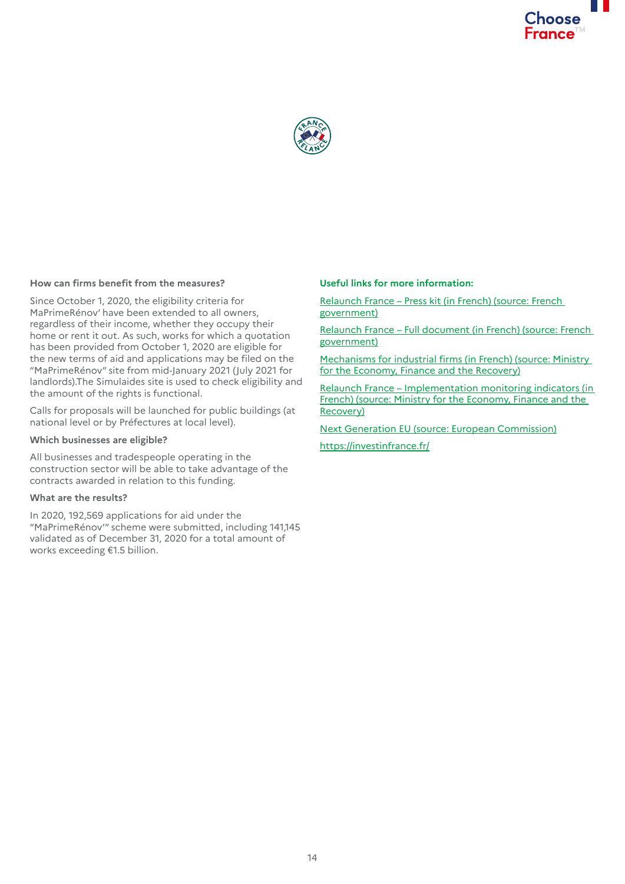### How can firms benefit from the measures?

Since October 1, 2020, the eligibility criteria for MaPrimeRénov' have been extended to all owners, regardless of their income, whether they occupy their home or rent it out. As such, works for which a quotation has been provided from October 1, 2020 are eligible for the new terms of aid and applications may be filed on the "MaPrimeRénov" site from mid-January 2021 (July 2021 for landlords).The Simulaides site is used to check eligibility and the amount of the rights is functional.

Calls for proposals will be launched for public buildings (at national level or by Préfectures at local level).

### Which businesses are eligible?

All businesses and tradespeople operating in the construction sector will be able to take advantage of the contracts awarded in relation to this funding.

### What are the results?

In 2020, 192,569 applications for aid under the "MaPrimeRénov'" scheme were submitted, including 141,145 validated as of December 31, 2020 for a total amount of works exceeding €1.5 billion.

### Useful links for more information:

Relaunch France – Press kit (in French) (source: French government)

Relaunch France – Full document (in French) (source: French government)

Mechanisms for industrial firms (in French) (source: Ministry for the Economy, Finance and the Recovery)

Relaunch France – Implementation monitoring indicators (in French) (source: Ministry for the Economy, Finance and the Recovery)

Next Generation EU (source: European Commission)

https://investinfrance.fr/